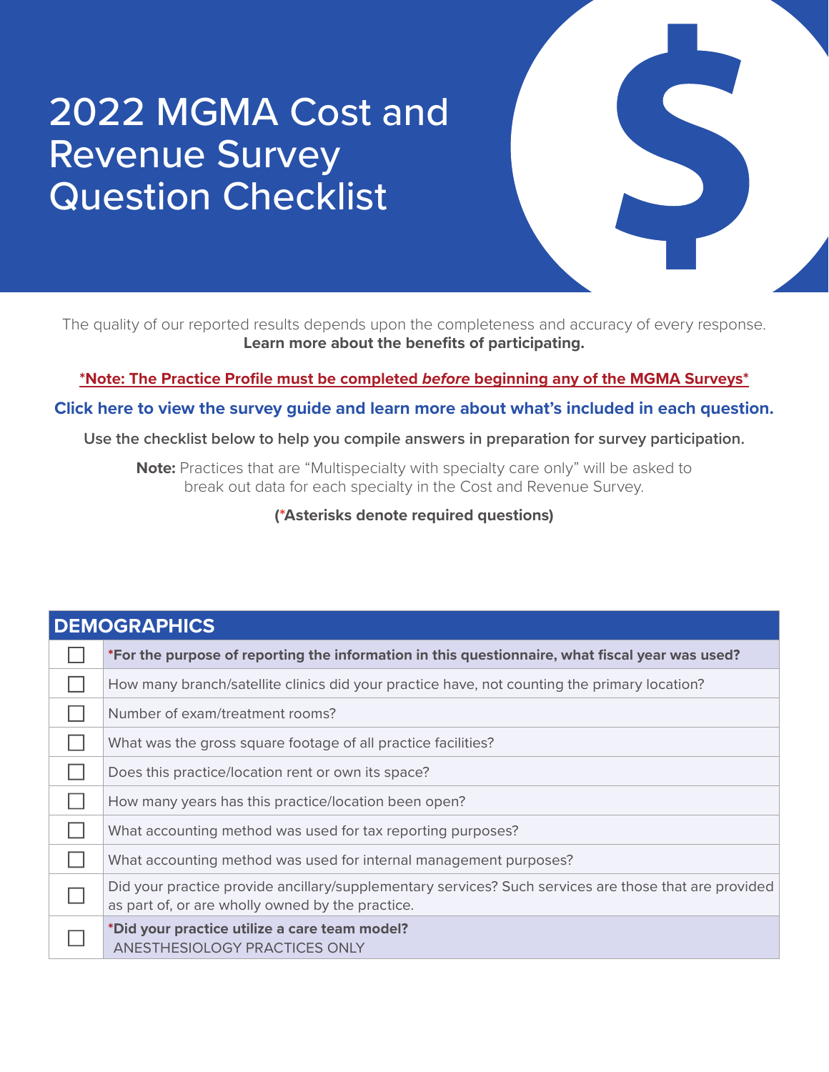# 2022 MGMA Cost and Revenue Survey Question Checklist

The quality of our reported results depends upon the completeness and accuracy of every response.
**Learn more about the benefits of participating.**

**\*Note: The Practice Profile must be completed *before* beginning any of the MGMA Surveys\***

**Click here to view the survey guide and learn more about what's included in each question.**

**Use the checklist below to help you compile answers in preparation for survey participation.**

**Note:** Practices that are "Multispecialty with specialty care only" will be asked to break out data for each specialty in the Cost and Revenue Survey.

**(\*Asterisks denote required questions)**

| DEMOGRAPHICS | |
|---|---|
| ☐ | **\*For the purpose of reporting the information in this questionnaire, what fiscal year was used?** |
| ☐ | How many branch/satellite clinics did your practice have, not counting the primary location? |
| ☐ | Number of exam/treatment rooms? |
| ☐ | What was the gross square footage of all practice facilities? |
| ☐ | Does this practice/location rent or own its space? |
| ☐ | How many years has this practice/location been open? |
| ☐ | What accounting method was used for tax reporting purposes? |
| ☐ | What accounting method was used for internal management purposes? |
| ☐ | Did your practice provide ancillary/supplementary services? Such services are those that are provided as part of, or are wholly owned by the practice. |
| ☐ | **\*Did your practice utilize a care team model?** ANESTHESIOLOGY PRACTICES ONLY |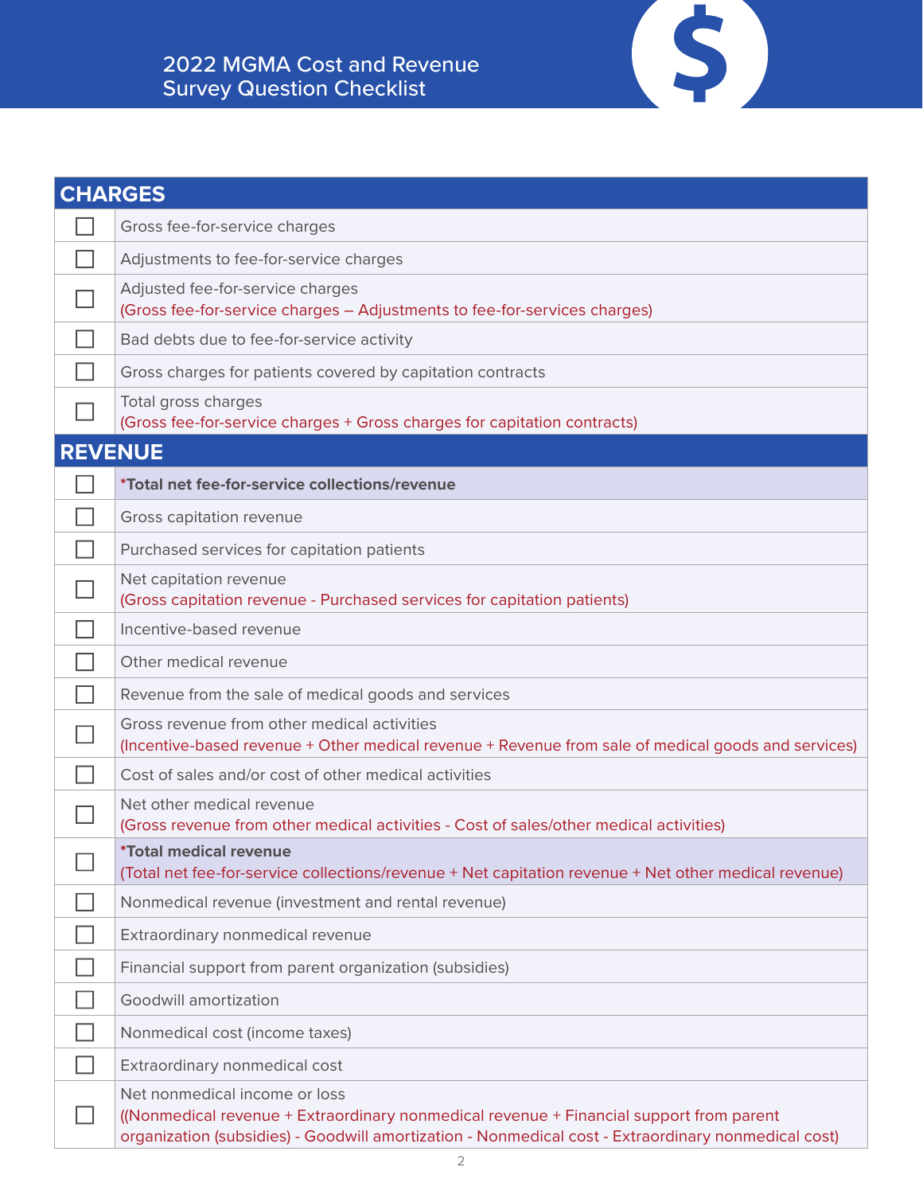# 2022 MGMA Cost and Revenue Survey Question Checklist

| | CHARGES |
|---|---|
| ☐ | Gross fee-for-service charges |
| ☐ | Adjustments to fee-for-service charges |
| ☐ | Adjusted fee-for-service charges<br>(Gross fee-for-service charges – Adjustments to fee-for-services charges) |
| ☐ | Bad debts due to fee-for-service activity |
| ☐ | Gross charges for patients covered by capitation contracts |
| ☐ | Total gross charges<br>(Gross fee-for-service charges + Gross charges for capitation contracts) |
| | **REVENUE** |
| ☐ | ***Total net fee-for-service collections/revenue** |
| ☐ | Gross capitation revenue |
| ☐ | Purchased services for capitation patients |
| ☐ | Net capitation revenue<br>(Gross capitation revenue - Purchased services for capitation patients) |
| ☐ | Incentive-based revenue |
| ☐ | Other medical revenue |
| ☐ | Revenue from the sale of medical goods and services |
| ☐ | Gross revenue from other medical activities<br>(Incentive-based revenue + Other medical revenue + Revenue from sale of medical goods and services) |
| ☐ | Cost of sales and/or cost of other medical activities |
| ☐ | Net other medical revenue<br>(Gross revenue from other medical activities - Cost of sales/other medical activities) |
| ☐ | ***Total medical revenue**<br>(Total net fee-for-service collections/revenue + Net capitation revenue + Net other medical revenue) |
| ☐ | Nonmedical revenue (investment and rental revenue) |
| ☐ | Extraordinary nonmedical revenue |
| ☐ | Financial support from parent organization (subsidies) |
| ☐ | Goodwill amortization |
| ☐ | Nonmedical cost (income taxes) |
| ☐ | Extraordinary nonmedical cost |
| ☐ | Net nonmedical income or loss<br>((Nonmedical revenue + Extraordinary nonmedical revenue + Financial support from parent organization (subsidies) - Goodwill amortization - Nonmedical cost - Extraordinary nonmedical cost) |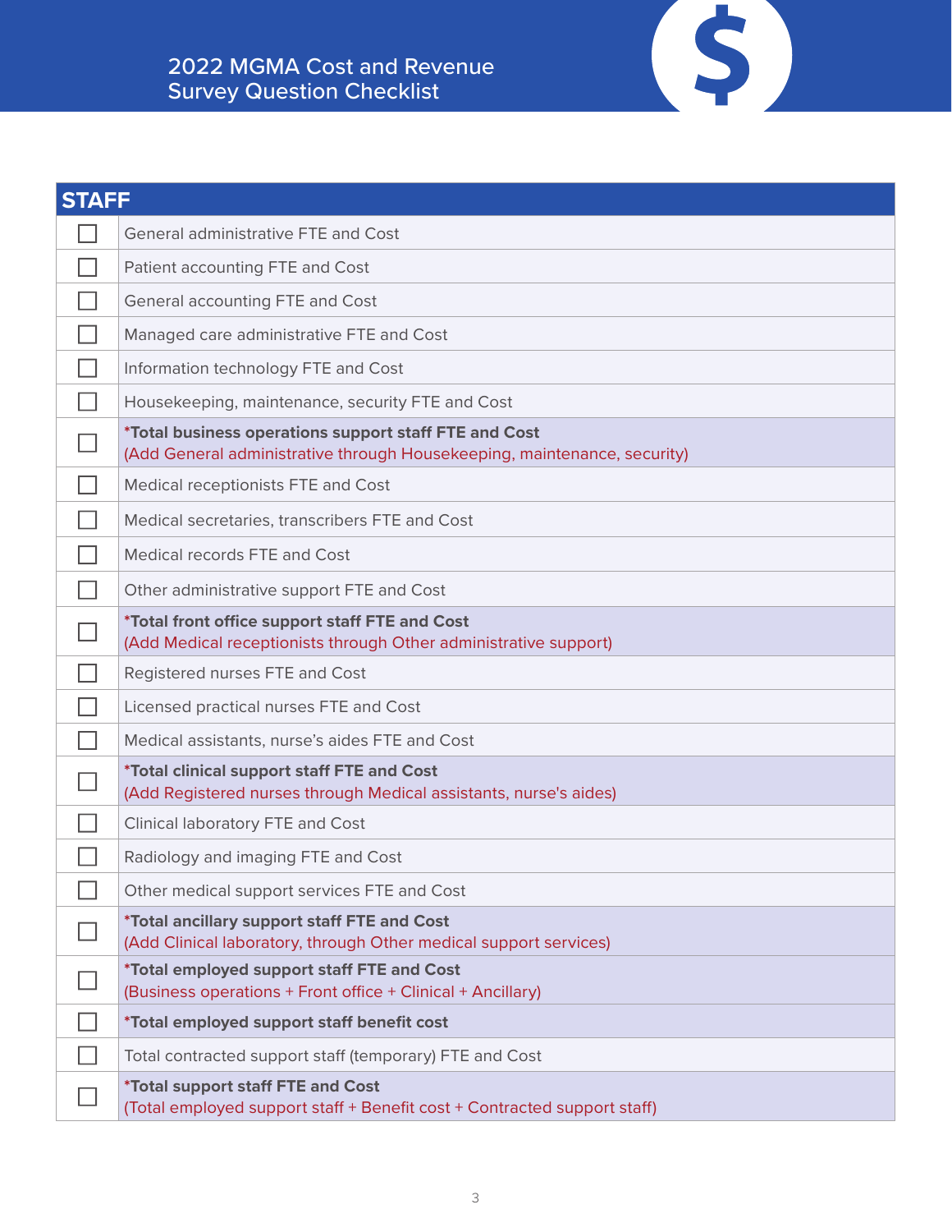# 2022 MGMA Cost and Revenue Survey Question Checklist

| STAFF | |
|---|---|
| ☐ | General administrative FTE and Cost |
| ☐ | Patient accounting FTE and Cost |
| ☐ | General accounting FTE and Cost |
| ☐ | Managed care administrative FTE and Cost |
| ☐ | Information technology FTE and Cost |
| ☐ | Housekeeping, maintenance, security FTE and Cost |
| ☐ | ***Total business operations support staff FTE and Cost**<br>(Add General administrative through Housekeeping, maintenance, security) |
| ☐ | Medical receptionists FTE and Cost |
| ☐ | Medical secretaries, transcribers FTE and Cost |
| ☐ | Medical records FTE and Cost |
| ☐ | Other administrative support FTE and Cost |
| ☐ | ***Total front office support staff FTE and Cost**<br>(Add Medical receptionists through Other administrative support) |
| ☐ | Registered nurses FTE and Cost |
| ☐ | Licensed practical nurses FTE and Cost |
| ☐ | Medical assistants, nurse's aides FTE and Cost |
| ☐ | ***Total clinical support staff FTE and Cost**<br>(Add Registered nurses through Medical assistants, nurse's aides) |
| ☐ | Clinical laboratory FTE and Cost |
| ☐ | Radiology and imaging FTE and Cost |
| ☐ | Other medical support services FTE and Cost |
| ☐ | ***Total ancillary support staff FTE and Cost**<br>(Add Clinical laboratory, through Other medical support services) |
| ☐ | ***Total employed support staff FTE and Cost**<br>(Business operations + Front office + Clinical + Ancillary) |
| ☐ | ***Total employed support staff benefit cost** |
| ☐ | Total contracted support staff (temporary) FTE and Cost |
| ☐ | ***Total support staff FTE and Cost**<br>(Total employed support staff + Benefit cost + Contracted support staff) |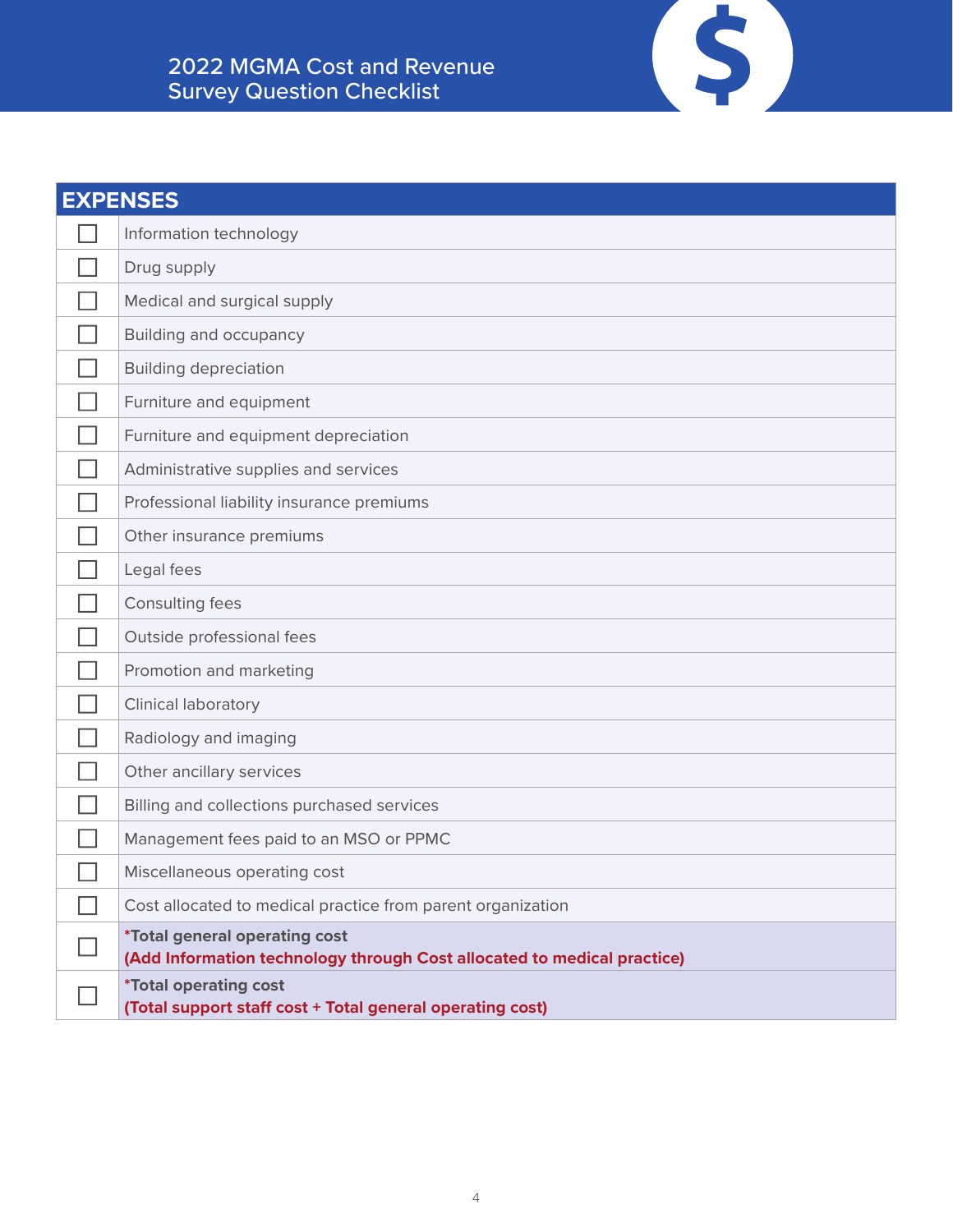# 2022 MGMA Cost and Revenue Survey Question Checklist

| EXPENSES | |
|---|---|
| ☐ | Information technology |
| ☐ | Drug supply |
| ☐ | Medical and surgical supply |
| ☐ | Building and occupancy |
| ☐ | Building depreciation |
| ☐ | Furniture and equipment |
| ☐ | Furniture and equipment depreciation |
| ☐ | Administrative supplies and services |
| ☐ | Professional liability insurance premiums |
| ☐ | Other insurance premiums |
| ☐ | Legal fees |
| ☐ | Consulting fees |
| ☐ | Outside professional fees |
| ☐ | Promotion and marketing |
| ☐ | Clinical laboratory |
| ☐ | Radiology and imaging |
| ☐ | Other ancillary services |
| ☐ | Billing and collections purchased services |
| ☐ | Management fees paid to an MSO or PPMC |
| ☐ | Miscellaneous operating cost |
| ☐ | Cost allocated to medical practice from parent organization |
| ☐ | ***Total general operating cost** **(Add Information technology through Cost allocated to medical practice)** |
| ☐ | ***Total operating cost** **(Total support staff cost + Total general operating cost)** |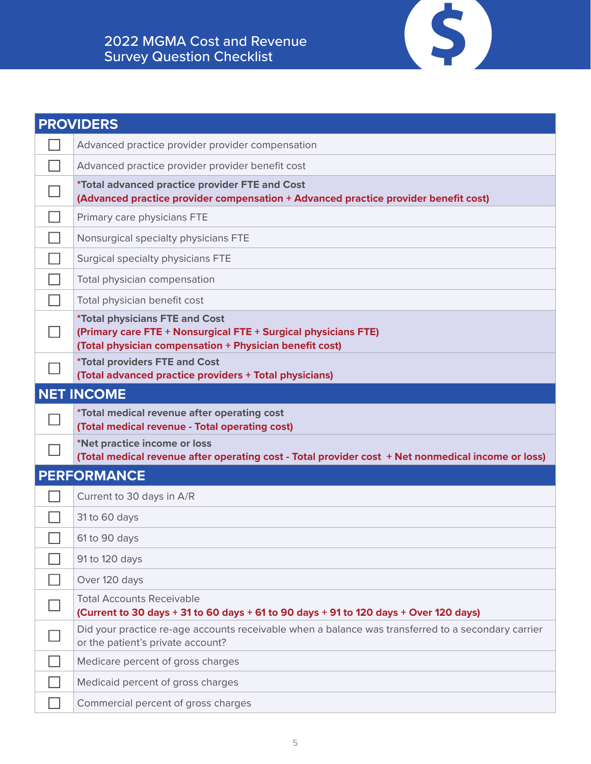# 2022 MGMA Cost and Revenue Survey Question Checklist

| | PROVIDERS |
|---|---|
| ☐ | Advanced practice provider provider compensation |
| ☐ | Advanced practice provider provider benefit cost |
| ☐ | ***Total advanced practice provider FTE and Cost**<br>**(Advanced practice provider compensation + Advanced practice provider benefit cost)** |
| ☐ | Primary care physicians FTE |
| ☐ | Nonsurgical specialty physicians FTE |
| ☐ | Surgical specialty physicians FTE |
| ☐ | Total physician compensation |
| ☐ | Total physician benefit cost |
| ☐ | ***Total physicians FTE and Cost**<br>**(Primary care FTE + Nonsurgical FTE + Surgical physicians FTE)**<br>**(Total physician compensation + Physician benefit cost)** |
| ☐ | ***Total providers FTE and Cost**<br>**(Total advanced practice providers + Total physicians)** |
| | **NET INCOME** |
| ☐ | ***Total medical revenue after operating cost**<br>**(Total medical revenue - Total operating cost)** |
| ☐ | ***Net practice income or loss**<br>**(Total medical revenue after operating cost - Total provider cost + Net nonmedical income or loss)** |
| | **PERFORMANCE** |
| ☐ | Current to 30 days in A/R |
| ☐ | 31 to 60 days |
| ☐ | 61 to 90 days |
| ☐ | 91 to 120 days |
| ☐ | Over 120 days |
| ☐ | Total Accounts Receivable<br>**(Current to 30 days + 31 to 60 days + 61 to 90 days + 91 to 120 days + Over 120 days)** |
| ☐ | Did your practice re-age accounts receivable when a balance was transferred to a secondary carrier or the patient's private account? |
| ☐ | Medicare percent of gross charges |
| ☐ | Medicaid percent of gross charges |
| ☐ | Commercial percent of gross charges |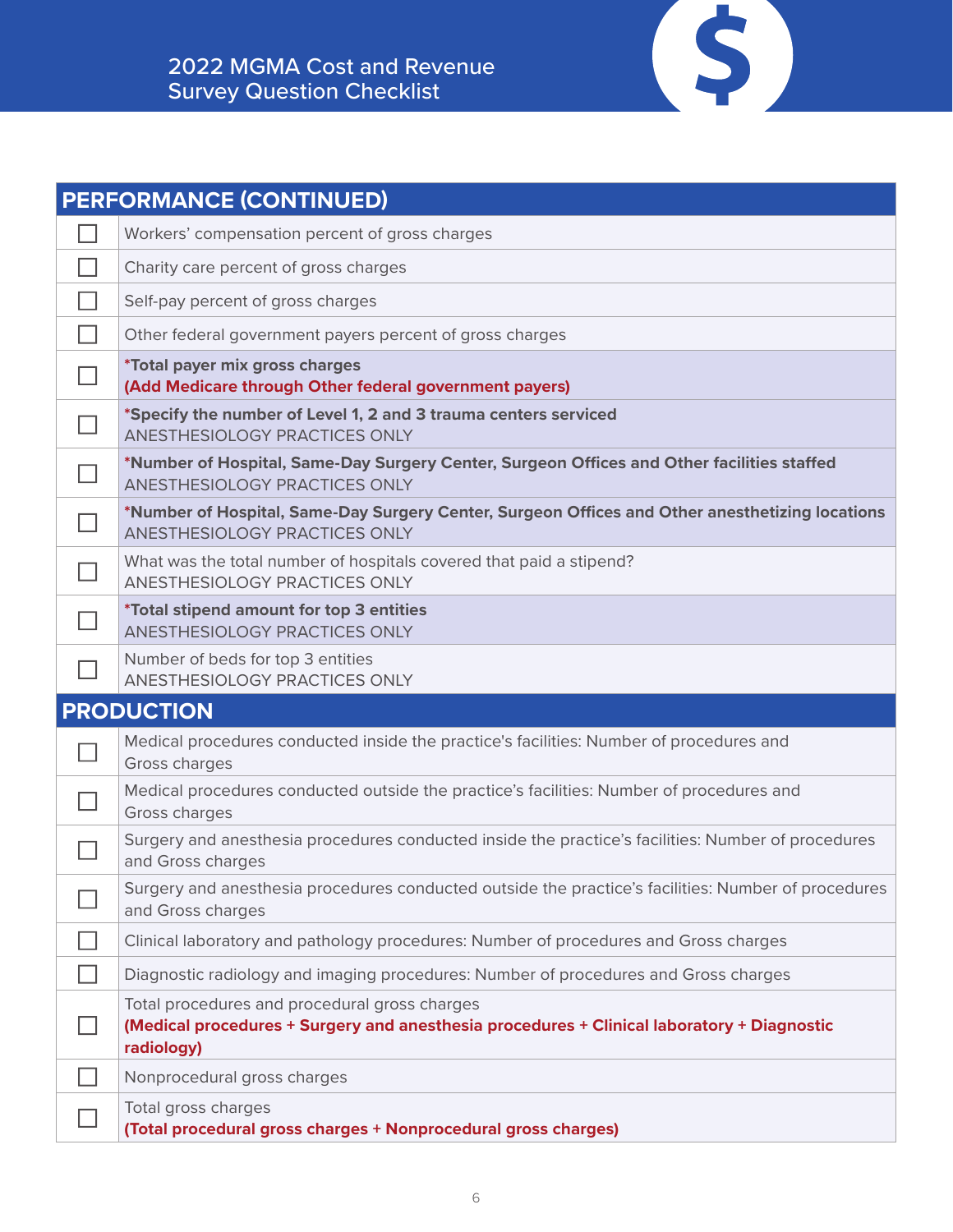## PERFORMANCE (CONTINUED)

| | |
|---|---|
| ☐ | Workers' compensation percent of gross charges |
| ☐ | Charity care percent of gross charges |
| ☐ | Self-pay percent of gross charges |
| ☐ | Other federal government payers percent of gross charges |
| ☐ | ***Total payer mix gross charges**<br>**(Add Medicare through Other federal government payers)** |
| ☐ | ***Specify the number of Level 1, 2 and 3 trauma centers serviced**<br>ANESTHESIOLOGY PRACTICES ONLY |
| ☐ | ***Number of Hospital, Same-Day Surgery Center, Surgeon Offices and Other facilities staffed**<br>ANESTHESIOLOGY PRACTICES ONLY |
| ☐ | ***Number of Hospital, Same-Day Surgery Center, Surgeon Offices and Other anesthetizing locations**<br>ANESTHESIOLOGY PRACTICES ONLY |
| ☐ | What was the total number of hospitals covered that paid a stipend?<br>ANESTHESIOLOGY PRACTICES ONLY |
| ☐ | ***Total stipend amount for top 3 entities**<br>ANESTHESIOLOGY PRACTICES ONLY |
| ☐ | Number of beds for top 3 entities<br>ANESTHESIOLOGY PRACTICES ONLY |

## PRODUCTION

| | |
|---|---|
| ☐ | Medical procedures conducted inside the practice's facilities: Number of procedures and Gross charges |
| ☐ | Medical procedures conducted outside the practice's facilities: Number of procedures and Gross charges |
| ☐ | Surgery and anesthesia procedures conducted inside the practice's facilities: Number of procedures and Gross charges |
| ☐ | Surgery and anesthesia procedures conducted outside the practice's facilities: Number of procedures and Gross charges |
| ☐ | Clinical laboratory and pathology procedures: Number of procedures and Gross charges |
| ☐ | Diagnostic radiology and imaging procedures: Number of procedures and Gross charges |
| ☐ | Total procedures and procedural gross charges<br>**(Medical procedures + Surgery and anesthesia procedures + Clinical laboratory + Diagnostic radiology)** |
| ☐ | Nonprocedural gross charges |
| ☐ | Total gross charges<br>**(Total procedural gross charges + Nonprocedural gross charges)** |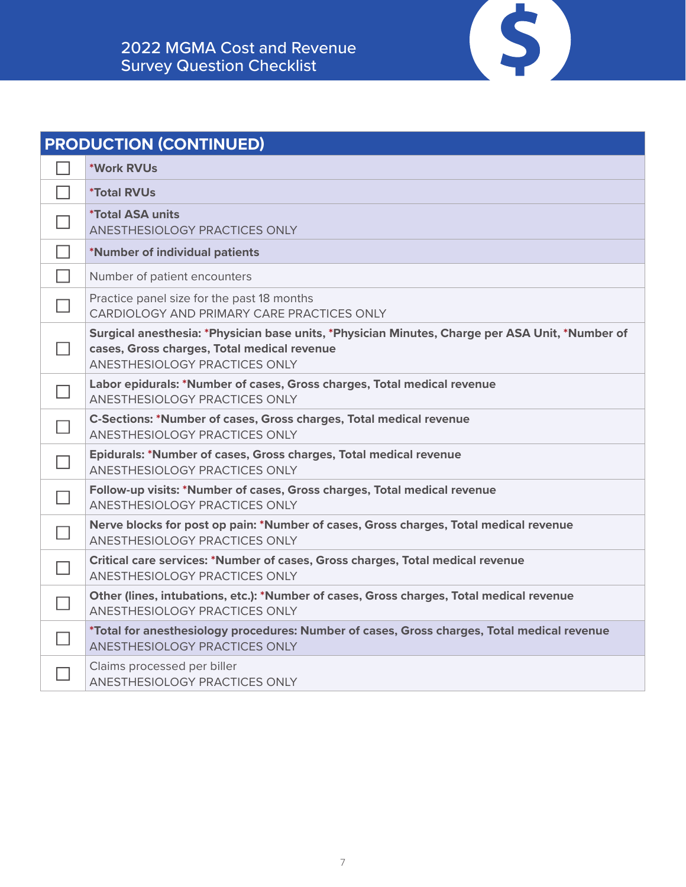2022 MGMA Cost and Revenue Survey Question Checklist

| PRODUCTION (CONTINUED) | |
|---|---|
| ☐ | ***Work RVUs** |
| ☐ | ***Total RVUs** |
| ☐ | ***Total ASA units**<br>ANESTHESIOLOGY PRACTICES ONLY |
| ☐ | ***Number of individual patients** |
| ☐ | Number of patient encounters |
| ☐ | Practice panel size for the past 18 months<br>CARDIOLOGY AND PRIMARY CARE PRACTICES ONLY |
| ☐ | **Surgical anesthesia: *Physician base units, *Physician Minutes, Charge per ASA Unit, *Number of cases, Gross charges, Total medical revenue**<br>ANESTHESIOLOGY PRACTICES ONLY |
| ☐ | **Labor epidurals: *Number of cases, Gross charges, Total medical revenue**<br>ANESTHESIOLOGY PRACTICES ONLY |
| ☐ | **C-Sections: *Number of cases, Gross charges, Total medical revenue**<br>ANESTHESIOLOGY PRACTICES ONLY |
| ☐ | **Epidurals: *Number of cases, Gross charges, Total medical revenue**<br>ANESTHESIOLOGY PRACTICES ONLY |
| ☐ | **Follow-up visits: *Number of cases, Gross charges, Total medical revenue**<br>ANESTHESIOLOGY PRACTICES ONLY |
| ☐ | **Nerve blocks for post op pain: *Number of cases, Gross charges, Total medical revenue**<br>ANESTHESIOLOGY PRACTICES ONLY |
| ☐ | **Critical care services: *Number of cases, Gross charges, Total medical revenue**<br>ANESTHESIOLOGY PRACTICES ONLY |
| ☐ | **Other (lines, intubations, etc.): *Number of cases, Gross charges, Total medical revenue**<br>ANESTHESIOLOGY PRACTICES ONLY |
| ☐ | ***Total for anesthesiology procedures: Number of cases, Gross charges, Total medical revenue**<br>ANESTHESIOLOGY PRACTICES ONLY |
| ☐ | Claims processed per biller<br>ANESTHESIOLOGY PRACTICES ONLY |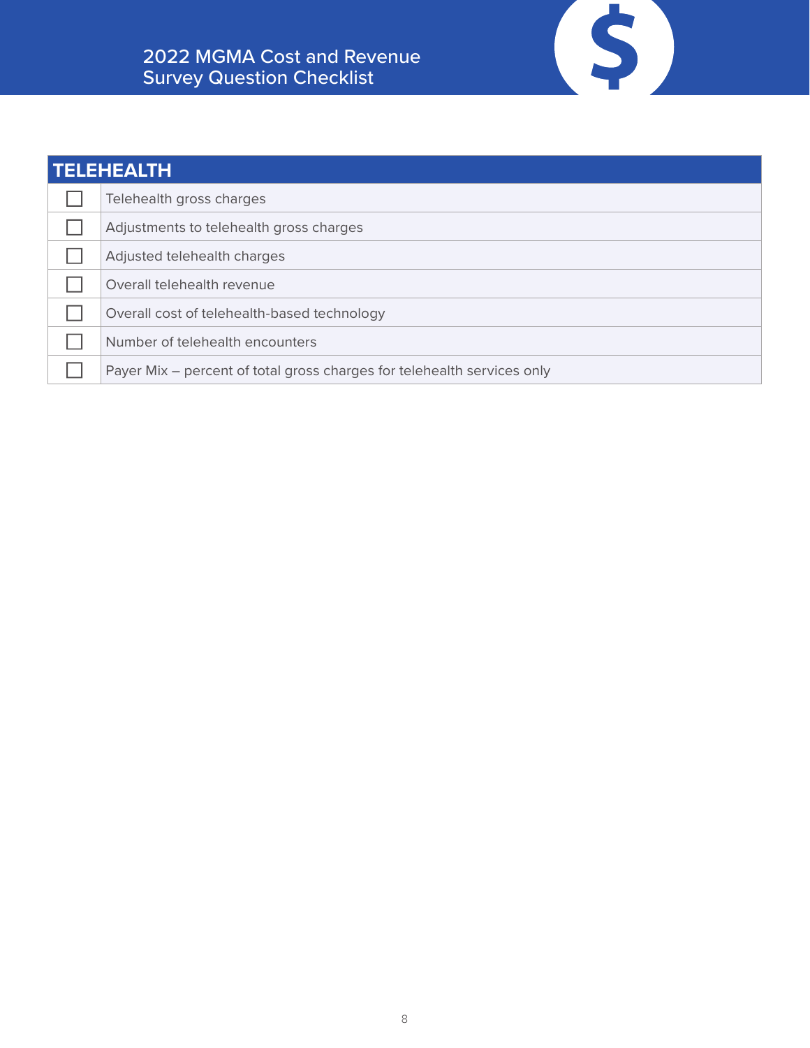| TELEHEALTH | |
|---|---|
| ☐ | Telehealth gross charges |
| ☐ | Adjustments to telehealth gross charges |
| ☐ | Adjusted telehealth charges |
| ☐ | Overall telehealth revenue |
| ☐ | Overall cost of telehealth-based technology |
| ☐ | Number of telehealth encounters |
| ☐ | Payer Mix – percent of total gross charges for telehealth services only |